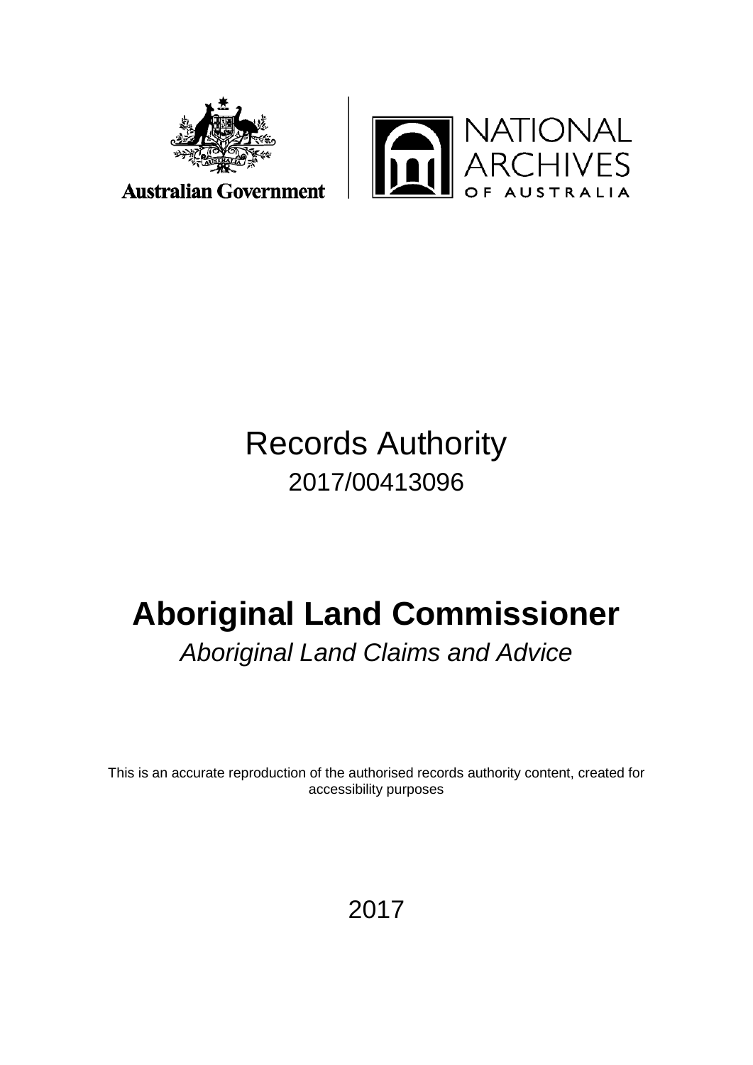Australian Government

NATIONAL ARCHIVES OF AUSTRALIA

# Records Authority

2017/00413096

# Aboriginal Land Commissioner

*Aboriginal Land Claims and Advice*

This is an accurate reproduction of the authorised records authority content, created for accessibility purposes

2017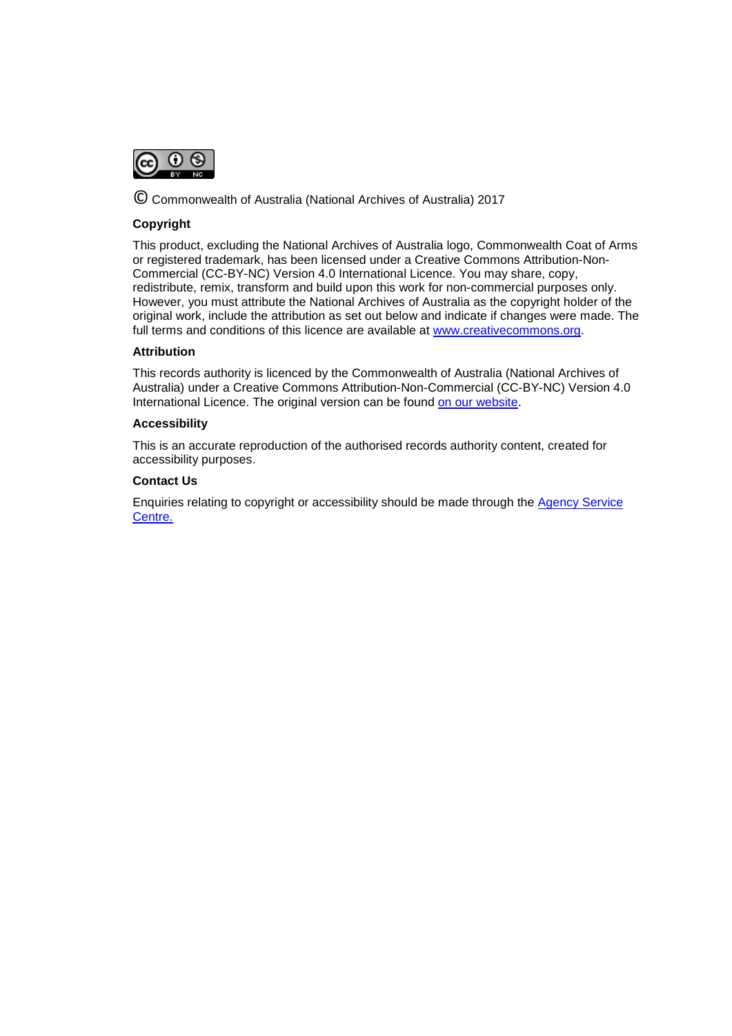© Commonwealth of Australia (National Archives of Australia) 2017

**Copyright**

This product, excluding the National Archives of Australia logo, Commonwealth Coat of Arms or registered trademark, has been licensed under a Creative Commons Attribution-Non-Commercial (CC-BY-NC) Version 4.0 International Licence. You may share, copy, redistribute, remix, transform and build upon this work for non-commercial purposes only. However, you must attribute the National Archives of Australia as the copyright holder of the original work, include the attribution as set out below and indicate if changes were made. The full terms and conditions of this licence are available at www.creativecommons.org.

**Attribution**

This records authority is licenced by the Commonwealth of Australia (National Archives of Australia) under a Creative Commons Attribution-Non-Commercial (CC-BY-NC) Version 4.0 International Licence. The original version can be found on our website.

**Accessibility**

This is an accurate reproduction of the authorised records authority content, created for accessibility purposes.

**Contact Us**

Enquiries relating to copyright or accessibility should be made through the Agency Service Centre.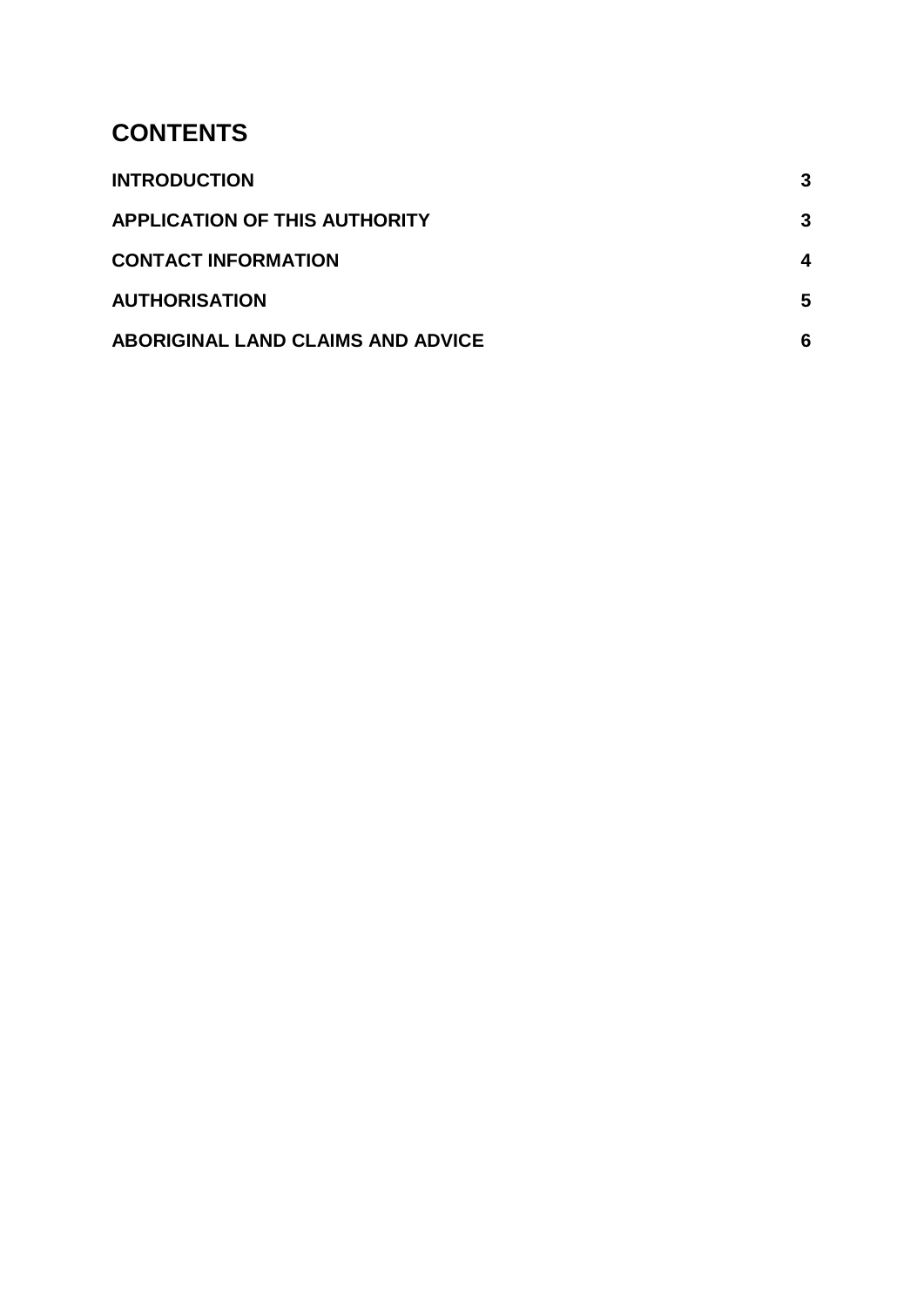# CONTENTS

| | |
|---|---|
| **INTRODUCTION** | **3** |
| **APPLICATION OF THIS AUTHORITY** | **3** |
| **CONTACT INFORMATION** | **4** |
| **AUTHORISATION** | **5** |
| **ABORIGINAL LAND CLAIMS AND ADVICE** | **6** |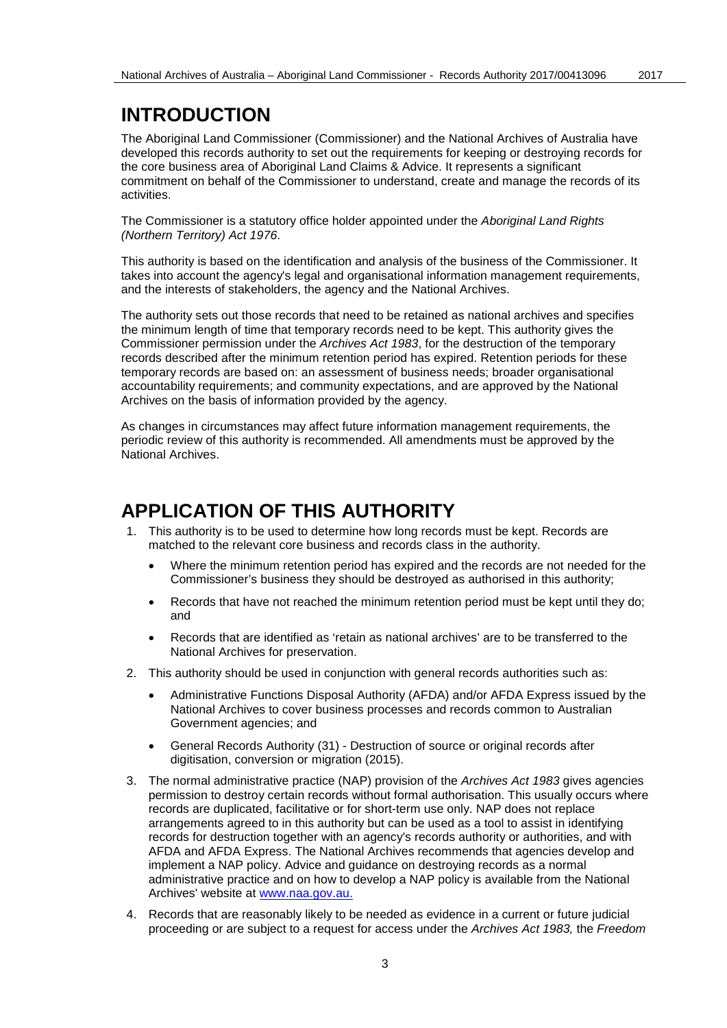# INTRODUCTION

The Aboriginal Land Commissioner (Commissioner) and the National Archives of Australia have developed this records authority to set out the requirements for keeping or destroying records for the core business area of Aboriginal Land Claims & Advice. It represents a significant commitment on behalf of the Commissioner to understand, create and manage the records of its activities.

The Commissioner is a statutory office holder appointed under the *Aboriginal Land Rights (Northern Territory) Act 1976*.

This authority is based on the identification and analysis of the business of the Commissioner. It takes into account the agency's legal and organisational information management requirements, and the interests of stakeholders, the agency and the National Archives.

The authority sets out those records that need to be retained as national archives and specifies the minimum length of time that temporary records need to be kept. This authority gives the Commissioner permission under the *Archives Act 1983*, for the destruction of the temporary records described after the minimum retention period has expired. Retention periods for these temporary records are based on: an assessment of business needs; broader organisational accountability requirements; and community expectations, and are approved by the National Archives on the basis of information provided by the agency.

As changes in circumstances may affect future information management requirements, the periodic review of this authority is recommended. All amendments must be approved by the National Archives.

# APPLICATION OF THIS AUTHORITY

1. This authority is to be used to determine how long records must be kept. Records are matched to the relevant core business and records class in the authority.
   - Where the minimum retention period has expired and the records are not needed for the Commissioner's business they should be destroyed as authorised in this authority;
   - Records that have not reached the minimum retention period must be kept until they do; and
   - Records that are identified as 'retain as national archives' are to be transferred to the National Archives for preservation.
2. This authority should be used in conjunction with general records authorities such as:
   - Administrative Functions Disposal Authority (AFDA) and/or AFDA Express issued by the National Archives to cover business processes and records common to Australian Government agencies; and
   - General Records Authority (31) - Destruction of source or original records after digitisation, conversion or migration (2015).
3. The normal administrative practice (NAP) provision of the *Archives Act 1983* gives agencies permission to destroy certain records without formal authorisation. This usually occurs where records are duplicated, facilitative or for short-term use only. NAP does not replace arrangements agreed to in this authority but can be used as a tool to assist in identifying records for destruction together with an agency's records authority or authorities, and with AFDA and AFDA Express. The National Archives recommends that agencies develop and implement a NAP policy. Advice and guidance on destroying records as a normal administrative practice and on how to develop a NAP policy is available from the National Archives' website at [www.naa.gov.au.](www.naa.gov.au)
4. Records that are reasonably likely to be needed as evidence in a current or future judicial proceeding or are subject to a request for access under the *Archives Act 1983,* the *Freedom*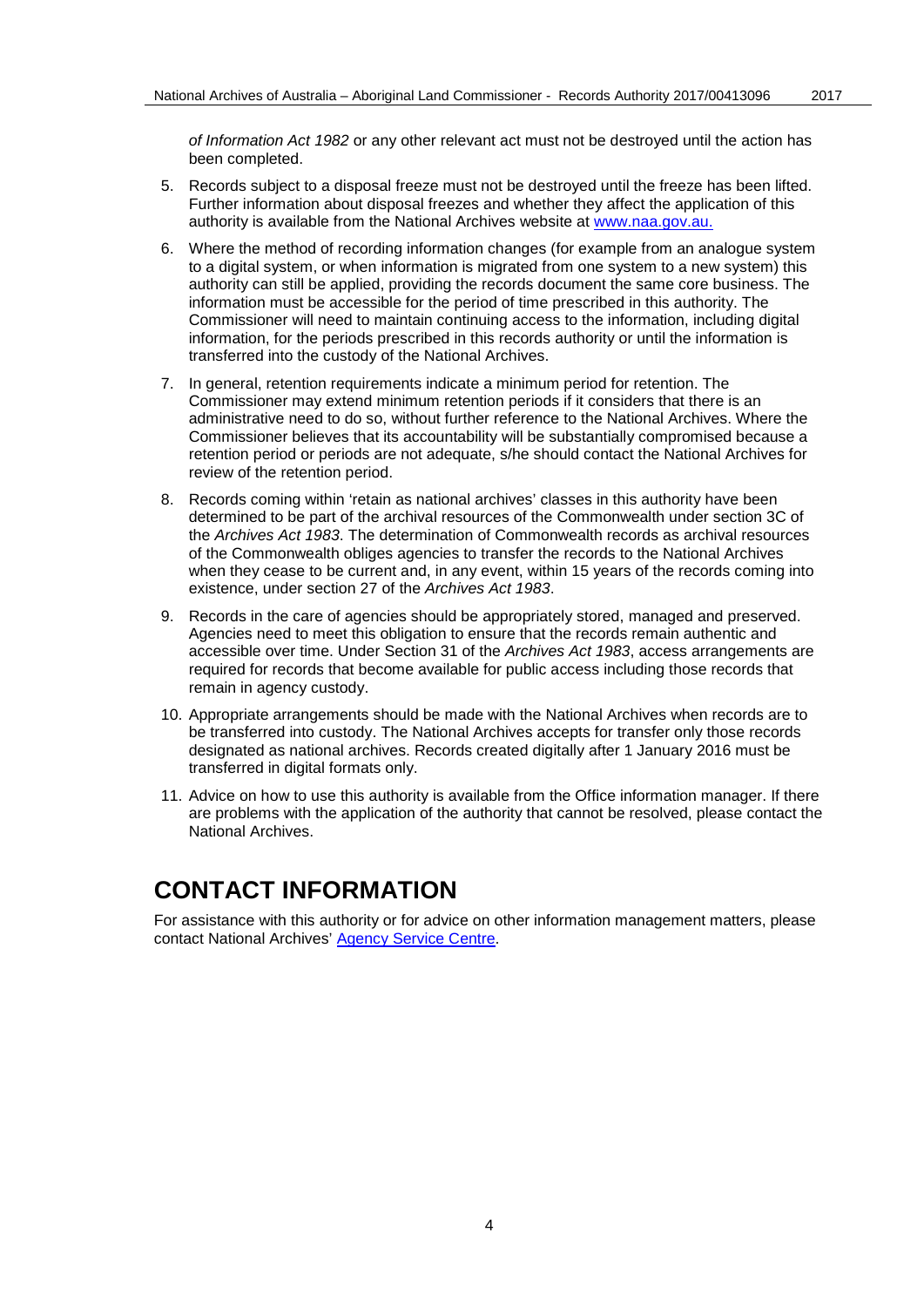*of Information Act 1982* or any other relevant act must not be destroyed until the action has been completed.

5. Records subject to a disposal freeze must not be destroyed until the freeze has been lifted. Further information about disposal freezes and whether they affect the application of this authority is available from the National Archives website at [www.naa.gov.au.](www.naa.gov.au)

6. Where the method of recording information changes (for example from an analogue system to a digital system, or when information is migrated from one system to a new system) this authority can still be applied, providing the records document the same core business. The information must be accessible for the period of time prescribed in this authority. The Commissioner will need to maintain continuing access to the information, including digital information, for the periods prescribed in this records authority or until the information is transferred into the custody of the National Archives.

7. In general, retention requirements indicate a minimum period for retention. The Commissioner may extend minimum retention periods if it considers that there is an administrative need to do so, without further reference to the National Archives. Where the Commissioner believes that its accountability will be substantially compromised because a retention period or periods are not adequate, s/he should contact the National Archives for review of the retention period.

8. Records coming within 'retain as national archives' classes in this authority have been determined to be part of the archival resources of the Commonwealth under section 3C of the *Archives Act 1983*. The determination of Commonwealth records as archival resources of the Commonwealth obliges agencies to transfer the records to the National Archives when they cease to be current and, in any event, within 15 years of the records coming into existence, under section 27 of the *Archives Act 1983*.

9. Records in the care of agencies should be appropriately stored, managed and preserved. Agencies need to meet this obligation to ensure that the records remain authentic and accessible over time. Under Section 31 of the *Archives Act 1983*, access arrangements are required for records that become available for public access including those records that remain in agency custody.

10. Appropriate arrangements should be made with the National Archives when records are to be transferred into custody. The National Archives accepts for transfer only those records designated as national archives. Records created digitally after 1 January 2016 must be transferred in digital formats only.

11. Advice on how to use this authority is available from the Office information manager. If there are problems with the application of the authority that cannot be resolved, please contact the National Archives.

# CONTACT INFORMATION

For assistance with this authority or for advice on other information management matters, please contact National Archives' Agency Service Centre.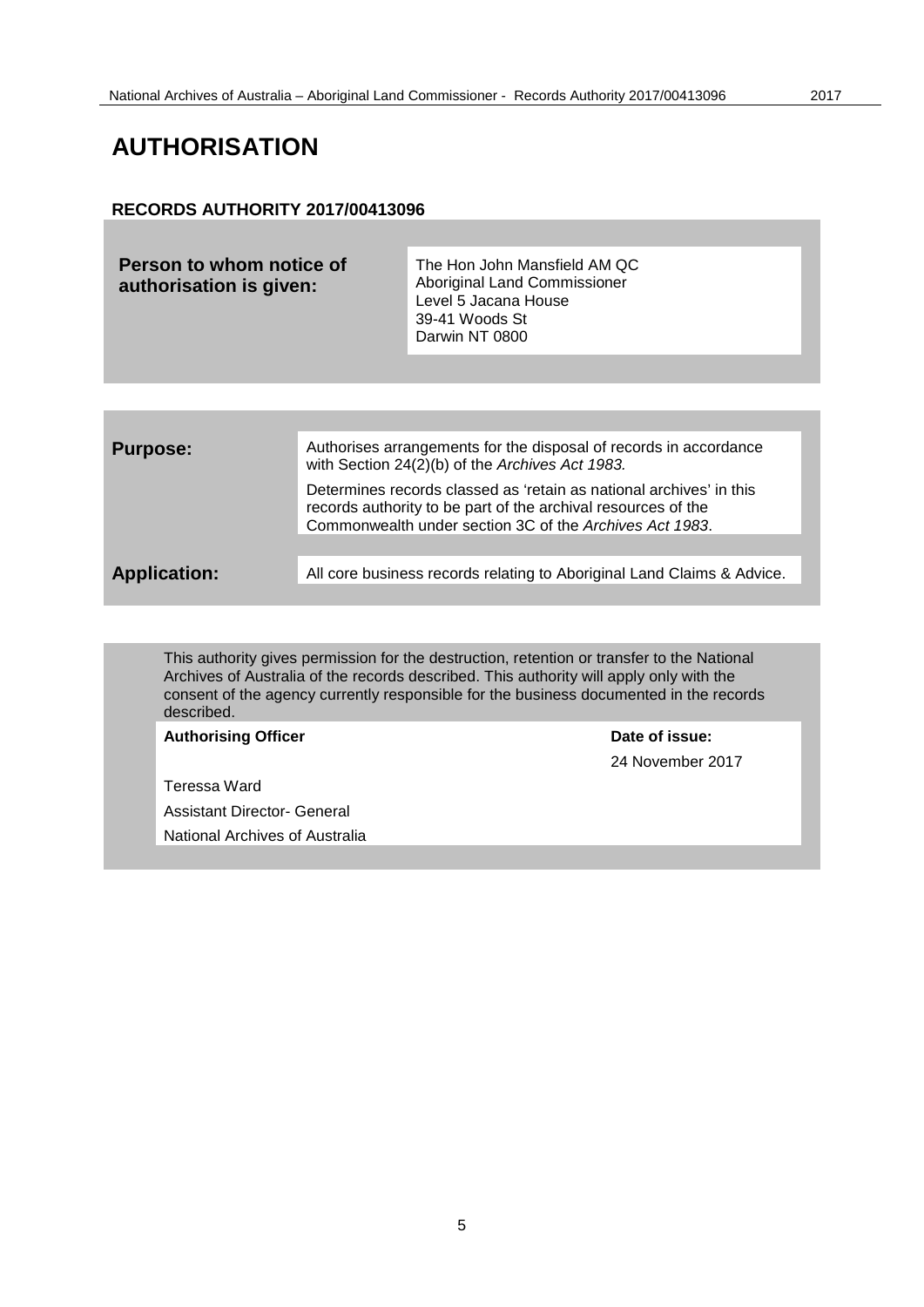# AUTHORISATION

**RECORDS AUTHORITY 2017/00413096**

| | |
|---|---|
| **Person to whom notice of authorisation is given:** | The Hon John Mansfield AM QC<br>Aboriginal Land Commissioner<br>Level 5 Jacana House<br>39-41 Woods St<br>Darwin NT 0800 |

| | |
|---|---|
| **Purpose:** | Authorises arrangements for the disposal of records in accordance with Section 24(2)(b) of the *Archives Act 1983.*<br><br>Determines records classed as 'retain as national archives' in this records authority to be part of the archival resources of the Commonwealth under section 3C of the *Archives Act 1983*. |
| **Application:** | All core business records relating to Aboriginal Land Claims & Advice. |

This authority gives permission for the destruction, retention or transfer to the National Archives of Australia of the records described. This authority will apply only with the consent of the agency currently responsible for the business documented in the records described.

| **Authorising Officer** | **Date of issue:** |
|---|---|
| | 24 November 2017 |
| Teressa Ward<br>Assistant Director- General<br>National Archives of Australia | |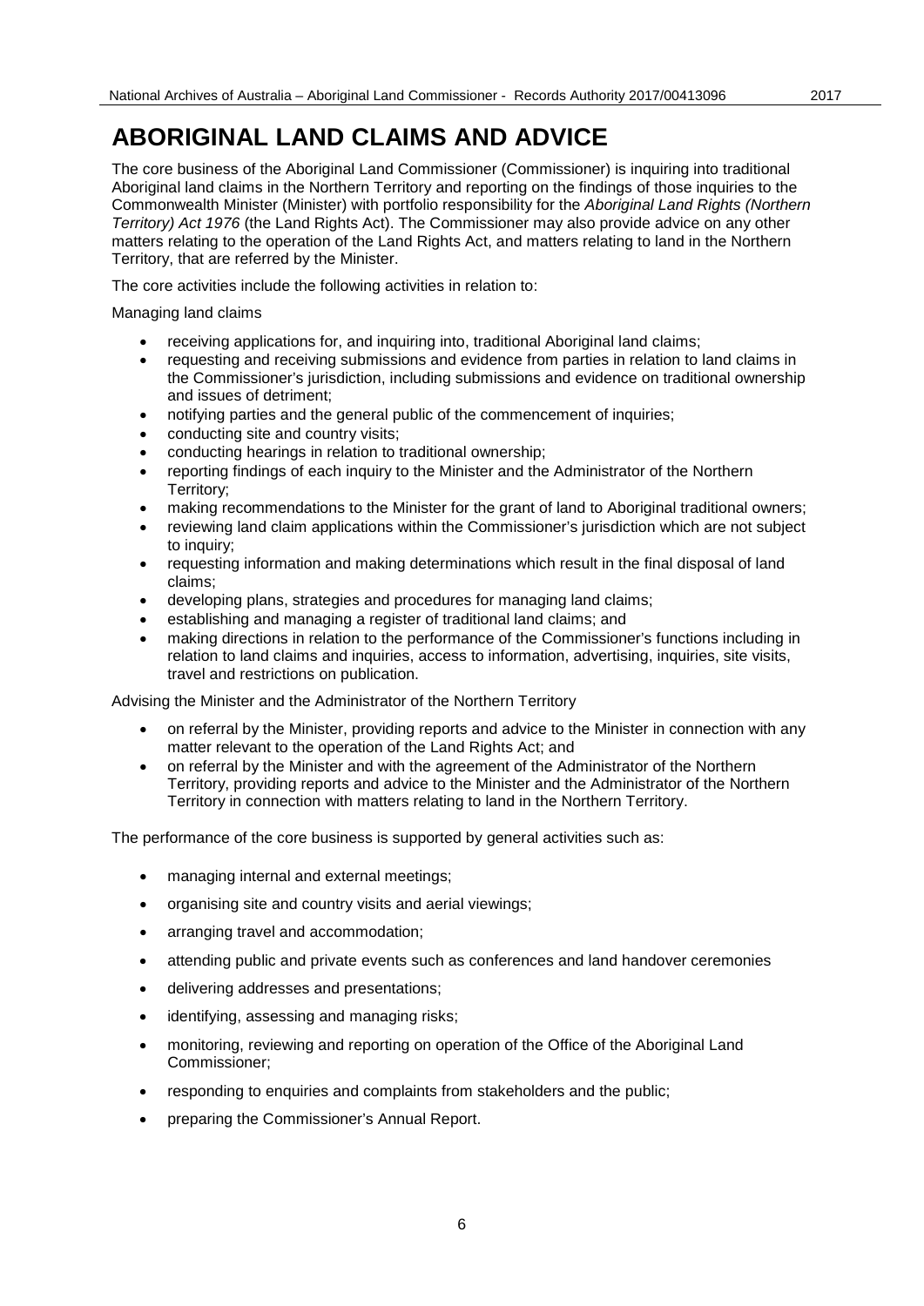# ABORIGINAL LAND CLAIMS AND ADVICE

The core business of the Aboriginal Land Commissioner (Commissioner) is inquiring into traditional Aboriginal land claims in the Northern Territory and reporting on the findings of those inquiries to the Commonwealth Minister (Minister) with portfolio responsibility for the *Aboriginal Land Rights (Northern Territory) Act 1976* (the Land Rights Act). The Commissioner may also provide advice on any other matters relating to the operation of the Land Rights Act, and matters relating to land in the Northern Territory, that are referred by the Minister.

The core activities include the following activities in relation to:

Managing land claims

- receiving applications for, and inquiring into, traditional Aboriginal land claims;
- requesting and receiving submissions and evidence from parties in relation to land claims in the Commissioner's jurisdiction, including submissions and evidence on traditional ownership and issues of detriment;
- notifying parties and the general public of the commencement of inquiries;
- conducting site and country visits;
- conducting hearings in relation to traditional ownership;
- reporting findings of each inquiry to the Minister and the Administrator of the Northern Territory;
- making recommendations to the Minister for the grant of land to Aboriginal traditional owners;
- reviewing land claim applications within the Commissioner's jurisdiction which are not subject to inquiry;
- requesting information and making determinations which result in the final disposal of land claims;
- developing plans, strategies and procedures for managing land claims;
- establishing and managing a register of traditional land claims; and
- making directions in relation to the performance of the Commissioner's functions including in relation to land claims and inquiries, access to information, advertising, inquiries, site visits, travel and restrictions on publication.

Advising the Minister and the Administrator of the Northern Territory

- on referral by the Minister, providing reports and advice to the Minister in connection with any matter relevant to the operation of the Land Rights Act; and
- on referral by the Minister and with the agreement of the Administrator of the Northern Territory, providing reports and advice to the Minister and the Administrator of the Northern Territory in connection with matters relating to land in the Northern Territory.

The performance of the core business is supported by general activities such as:

- managing internal and external meetings;
- organising site and country visits and aerial viewings;
- arranging travel and accommodation;
- attending public and private events such as conferences and land handover ceremonies
- delivering addresses and presentations;
- identifying, assessing and managing risks;
- monitoring, reviewing and reporting on operation of the Office of the Aboriginal Land Commissioner;
- responding to enquiries and complaints from stakeholders and the public;
- preparing the Commissioner's Annual Report.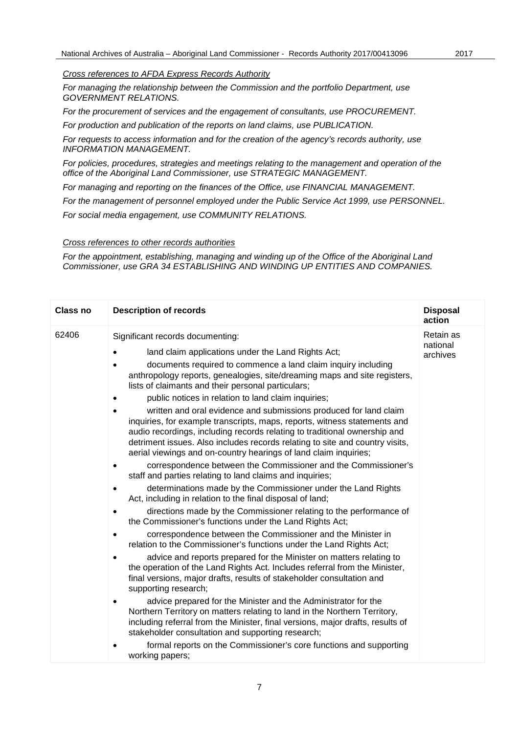*<u>Cross references to AFDA Express Records Authority</u>*

*For managing the relationship between the Commission and the portfolio Department, use GOVERNMENT RELATIONS.*

*For the procurement of services and the engagement of consultants, use PROCUREMENT.*

*For production and publication of the reports on land claims, use PUBLICATION.*

*For requests to access information and for the creation of the agency's records authority, use INFORMATION MANAGEMENT.*

*For policies, procedures, strategies and meetings relating to the management and operation of the office of the Aboriginal Land Commissioner, use STRATEGIC MANAGEMENT.*

*For managing and reporting on the finances of the Office, use FINANCIAL MANAGEMENT.*

*For the management of personnel employed under the Public Service Act 1999, use PERSONNEL.*

*For social media engagement, use COMMUNITY RELATIONS.*

*<u>Cross references to other records authorities</u>*

*For the appointment, establishing, managing and winding up of the Office of the Aboriginal Land Commissioner, use GRA 34 ESTABLISHING AND WINDING UP ENTITIES AND COMPANIES.*

| **Class no** | **Description of records** | **Disposal action** |
|---|---|---|
| 62406 | Significant records documenting:<br>• land claim applications under the Land Rights Act;<br>• documents required to commence a land claim inquiry including anthropology reports, genealogies, site/dreaming maps and site registers, lists of claimants and their personal particulars;<br>• public notices in relation to land claim inquiries;<br>• written and oral evidence and submissions produced for land claim inquiries, for example transcripts, maps, reports, witness statements and audio recordings, including records relating to traditional ownership and detriment issues. Also includes records relating to site and country visits, aerial viewings and on-country hearings of land claim inquiries;<br>• correspondence between the Commissioner and the Commissioner's staff and parties relating to land claims and inquiries;<br>• determinations made by the Commissioner under the Land Rights Act, including in relation to the final disposal of land;<br>• directions made by the Commissioner relating to the performance of the Commissioner's functions under the Land Rights Act;<br>• correspondence between the Commissioner and the Minister in relation to the Commissioner's functions under the Land Rights Act;<br>• advice and reports prepared for the Minister on matters relating to the operation of the Land Rights Act. Includes referral from the Minister, final versions, major drafts, results of stakeholder consultation and supporting research;<br>• advice prepared for the Minister and the Administrator for the Northern Territory on matters relating to land in the Northern Territory, including referral from the Minister, final versions, major drafts, results of stakeholder consultation and supporting research;<br>• formal reports on the Commissioner's core functions and supporting working papers; | Retain as national archives |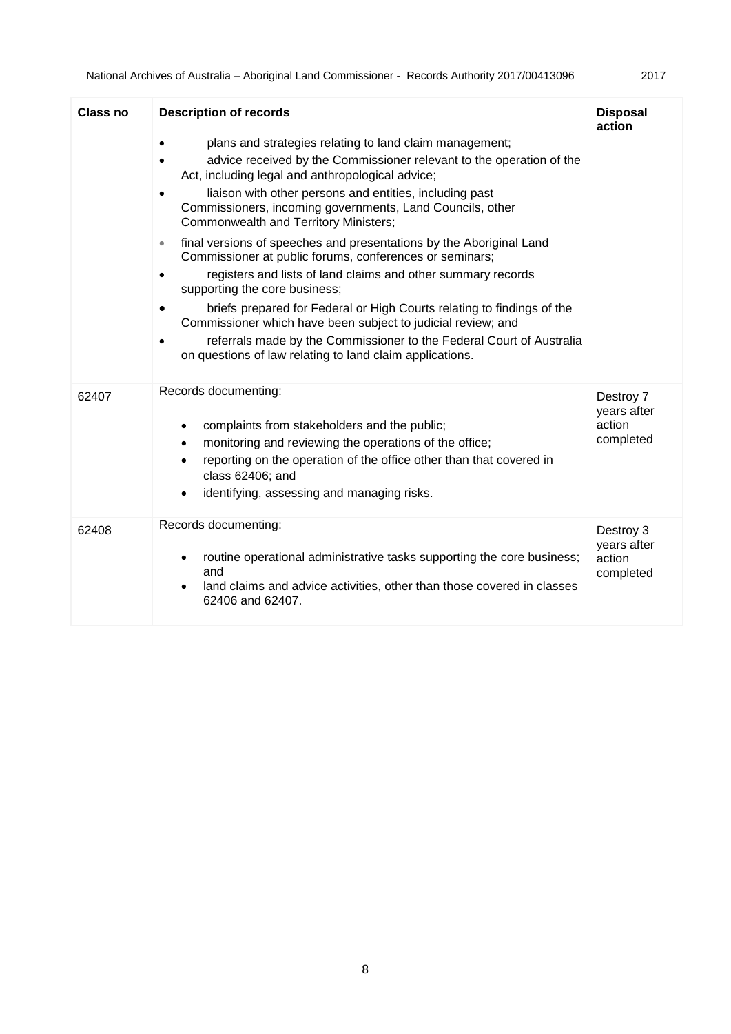| Class no | Description of records | Disposal action |
|---|---|---|
| | • plans and strategies relating to land claim management;<br>• advice received by the Commissioner relevant to the operation of the Act, including legal and anthropological advice;<br>• liaison with other persons and entities, including past Commissioners, incoming governments, Land Councils, other Commonwealth and Territory Ministers;<br>• final versions of speeches and presentations by the Aboriginal Land Commissioner at public forums, conferences or seminars;<br>• registers and lists of land claims and other summary records supporting the core business;<br>• briefs prepared for Federal or High Courts relating to findings of the Commissioner which have been subject to judicial review; and<br>• referrals made by the Commissioner to the Federal Court of Australia on questions of law relating to land claim applications. | |
| 62407 | Records documenting:<br>• complaints from stakeholders and the public;<br>• monitoring and reviewing the operations of the office;<br>• reporting on the operation of the office other than that covered in class 62406; and<br>• identifying, assessing and managing risks. | Destroy 7 years after action completed |
| 62408 | Records documenting:<br>• routine operational administrative tasks supporting the core business; and<br>• land claims and advice activities, other than those covered in classes 62406 and 62407. | Destroy 3 years after action completed |